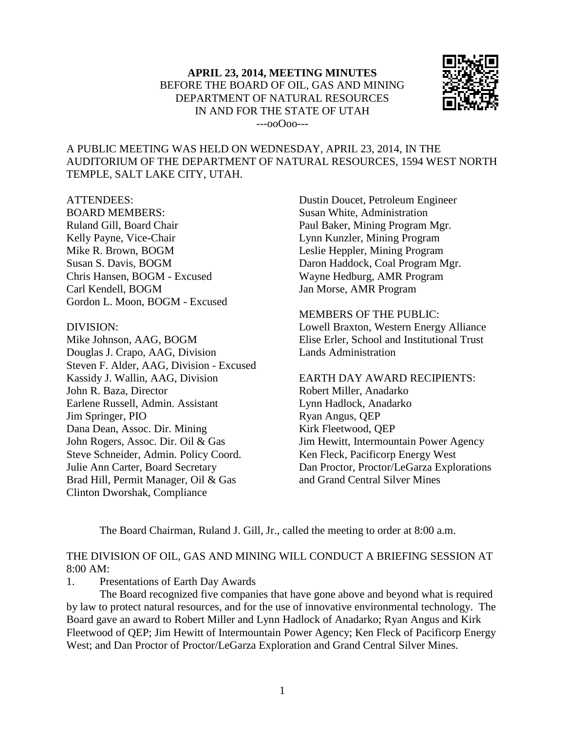**APRIL 23, 2014, MEETING MINUTES**
BEFORE THE BOARD OF OIL, GAS AND MINING
DEPARTMENT OF NATURAL RESOURCES
IN AND FOR THE STATE OF UTAH
---ooOoo---

A PUBLIC MEETING WAS HELD ON WEDNESDAY, APRIL 23, 2014, IN THE AUDITORIUM OF THE DEPARTMENT OF NATURAL RESOURCES, 1594 WEST NORTH TEMPLE, SALT LAKE CITY, UTAH.

ATTENDEES:

BOARD MEMBERS:
Ruland Gill, Board Chair
Kelly Payne, Vice-Chair
Mike R. Brown, BOGM
Susan S. Davis, BOGM
Chris Hansen, BOGM - Excused
Carl Kendell, BOGM
Gordon L. Moon, BOGM - Excused

DIVISION:
Mike Johnson, AAG, BOGM
Douglas J. Crapo, AAG, Division
Steven F. Alder, AAG, Division - Excused
Kassidy J. Wallin, AAG, Division
John R. Baza, Director
Earlene Russell, Admin. Assistant
Jim Springer, PIO
Dana Dean, Assoc. Dir. Mining
John Rogers, Assoc. Dir. Oil & Gas
Steve Schneider, Admin. Policy Coord.
Julie Ann Carter, Board Secretary
Brad Hill, Permit Manager, Oil & Gas
Clinton Dworshak, Compliance
Dustin Doucet, Petroleum Engineer
Susan White, Administration
Paul Baker, Mining Program Mgr.
Lynn Kunzler, Mining Program
Leslie Heppler, Mining Program
Daron Haddock, Coal Program Mgr.
Wayne Hedburg, AMR Program
Jan Morse, AMR Program

MEMBERS OF THE PUBLIC:
Lowell Braxton, Western Energy Alliance
Elise Erler, School and Institutional Trust Lands Administration

EARTH DAY AWARD RECIPIENTS:
Robert Miller, Anadarko
Lynn Hadlock, Anadarko
Ryan Angus, QEP
Kirk Fleetwood, QEP
Jim Hewitt, Intermountain Power Agency
Ken Fleck, Pacificorp Energy West
Dan Proctor, Proctor/LeGarza Explorations and Grand Central Silver Mines

The Board Chairman, Ruland J. Gill, Jr., called the meeting to order at 8:00 a.m.

THE DIVISION OF OIL, GAS AND MINING WILL CONDUCT A BRIEFING SESSION AT 8:00 AM:

1. Presentations of Earth Day Awards

The Board recognized five companies that have gone above and beyond what is required by law to protect natural resources, and for the use of innovative environmental technology. The Board gave an award to Robert Miller and Lynn Hadlock of Anadarko; Ryan Angus and Kirk Fleetwood of QEP; Jim Hewitt of Intermountain Power Agency; Ken Fleck of Pacificorp Energy West; and Dan Proctor of Proctor/LeGarza Exploration and Grand Central Silver Mines.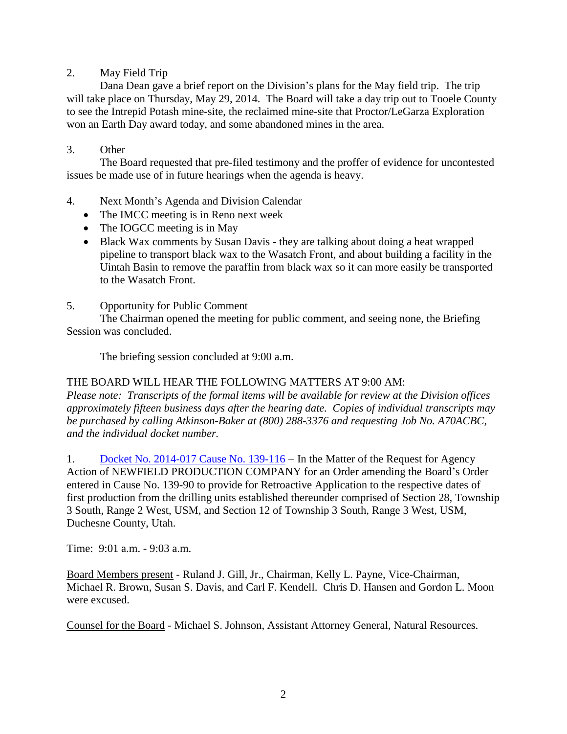2. May Field Trip

Dana Dean gave a brief report on the Division's plans for the May field trip. The trip will take place on Thursday, May 29, 2014. The Board will take a day trip out to Tooele County to see the Intrepid Potash mine-site, the reclaimed mine-site that Proctor/LeGarza Exploration won an Earth Day award today, and some abandoned mines in the area.

3. Other

The Board requested that pre-filed testimony and the proffer of evidence for uncontested issues be made use of in future hearings when the agenda is heavy.

4. Next Month's Agenda and Division Calendar

- The IMCC meeting is in Reno next week
- The IOGCC meeting is in May
- Black Wax comments by Susan Davis - they are talking about doing a heat wrapped pipeline to transport black wax to the Wasatch Front, and about building a facility in the Uintah Basin to remove the paraffin from black wax so it can more easily be transported to the Wasatch Front.

5. Opportunity for Public Comment

The Chairman opened the meeting for public comment, and seeing none, the Briefing Session was concluded.

The briefing session concluded at 9:00 a.m.

THE BOARD WILL HEAR THE FOLLOWING MATTERS AT 9:00 AM:

*Please note: Transcripts of the formal items will be available for review at the Division offices approximately fifteen business days after the hearing date. Copies of individual transcripts may be purchased by calling Atkinson-Baker at (800) 288-3376 and requesting Job No. A70ACBC, and the individual docket number.*

1. Docket No. 2014-017 Cause No. 139-116 – In the Matter of the Request for Agency Action of NEWFIELD PRODUCTION COMPANY for an Order amending the Board's Order entered in Cause No. 139-90 to provide for Retroactive Application to the respective dates of first production from the drilling units established thereunder comprised of Section 28, Township 3 South, Range 2 West, USM, and Section 12 of Township 3 South, Range 3 West, USM, Duchesne County, Utah.

Time: 9:01 a.m. - 9:03 a.m.

Board Members present - Ruland J. Gill, Jr., Chairman, Kelly L. Payne, Vice-Chairman, Michael R. Brown, Susan S. Davis, and Carl F. Kendell. Chris D. Hansen and Gordon L. Moon were excused.

Counsel for the Board - Michael S. Johnson, Assistant Attorney General, Natural Resources.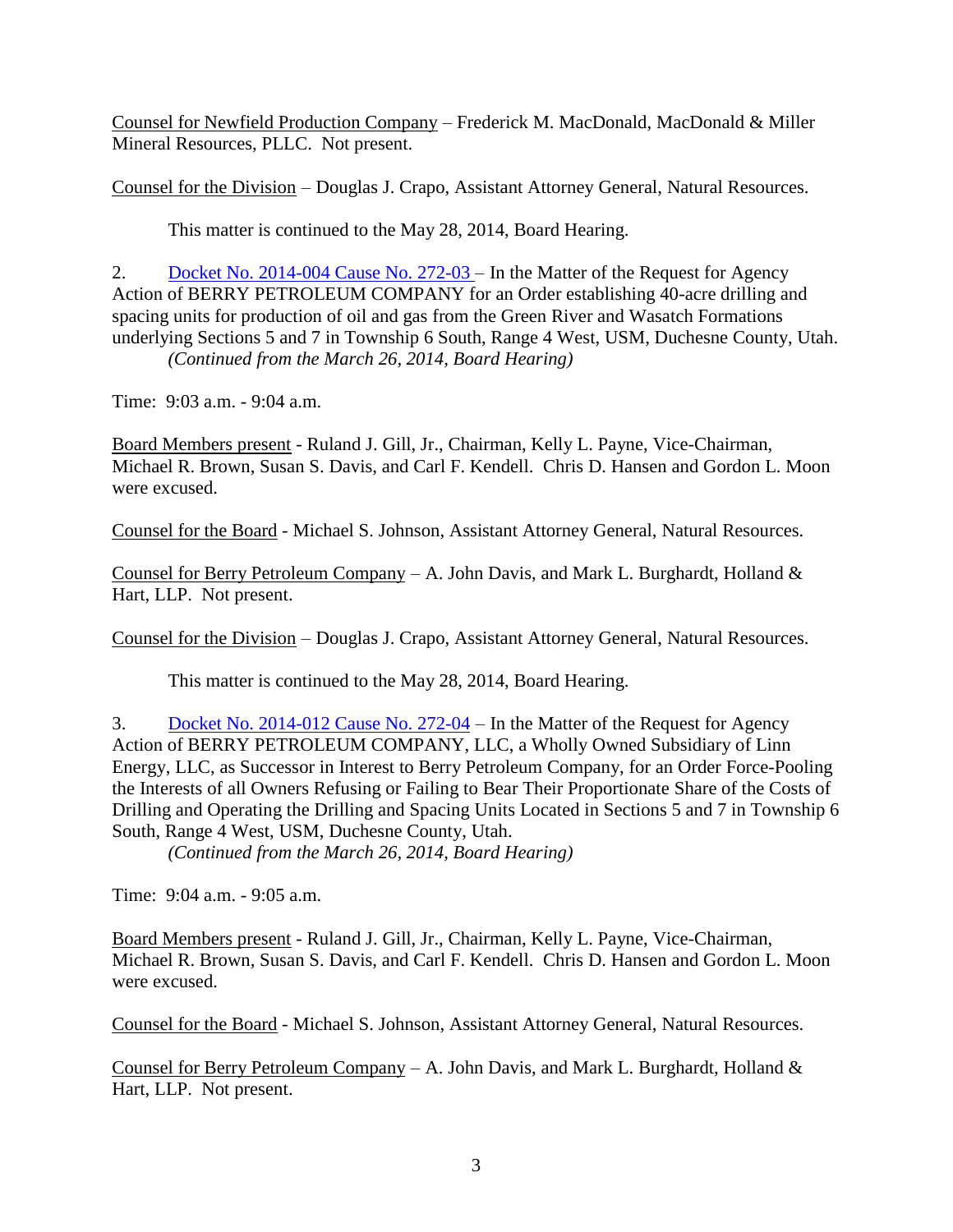Counsel for Newfield Production Company – Frederick M. MacDonald, MacDonald & Miller Mineral Resources, PLLC. Not present.

Counsel for the Division – Douglas J. Crapo, Assistant Attorney General, Natural Resources.

This matter is continued to the May 28, 2014, Board Hearing.

2. Docket No. 2014-004 Cause No. 272-03 – In the Matter of the Request for Agency Action of BERRY PETROLEUM COMPANY for an Order establishing 40-acre drilling and spacing units for production of oil and gas from the Green River and Wasatch Formations underlying Sections 5 and 7 in Township 6 South, Range 4 West, USM, Duchesne County, Utah.
*(Continued from the March 26, 2014, Board Hearing)*

Time: 9:03 a.m. - 9:04 a.m.

Board Members present - Ruland J. Gill, Jr., Chairman, Kelly L. Payne, Vice-Chairman, Michael R. Brown, Susan S. Davis, and Carl F. Kendell. Chris D. Hansen and Gordon L. Moon were excused.

Counsel for the Board - Michael S. Johnson, Assistant Attorney General, Natural Resources.

Counsel for Berry Petroleum Company – A. John Davis, and Mark L. Burghardt, Holland & Hart, LLP. Not present.

Counsel for the Division – Douglas J. Crapo, Assistant Attorney General, Natural Resources.

This matter is continued to the May 28, 2014, Board Hearing.

3. Docket No. 2014-012 Cause No. 272-04 – In the Matter of the Request for Agency Action of BERRY PETROLEUM COMPANY, LLC, a Wholly Owned Subsidiary of Linn Energy, LLC, as Successor in Interest to Berry Petroleum Company, for an Order Force-Pooling the Interests of all Owners Refusing or Failing to Bear Their Proportionate Share of the Costs of Drilling and Operating the Drilling and Spacing Units Located in Sections 5 and 7 in Township 6 South, Range 4 West, USM, Duchesne County, Utah.
*(Continued from the March 26, 2014, Board Hearing)*

Time: 9:04 a.m. - 9:05 a.m.

Board Members present - Ruland J. Gill, Jr., Chairman, Kelly L. Payne, Vice-Chairman, Michael R. Brown, Susan S. Davis, and Carl F. Kendell. Chris D. Hansen and Gordon L. Moon were excused.

Counsel for the Board - Michael S. Johnson, Assistant Attorney General, Natural Resources.

Counsel for Berry Petroleum Company – A. John Davis, and Mark L. Burghardt, Holland & Hart, LLP. Not present.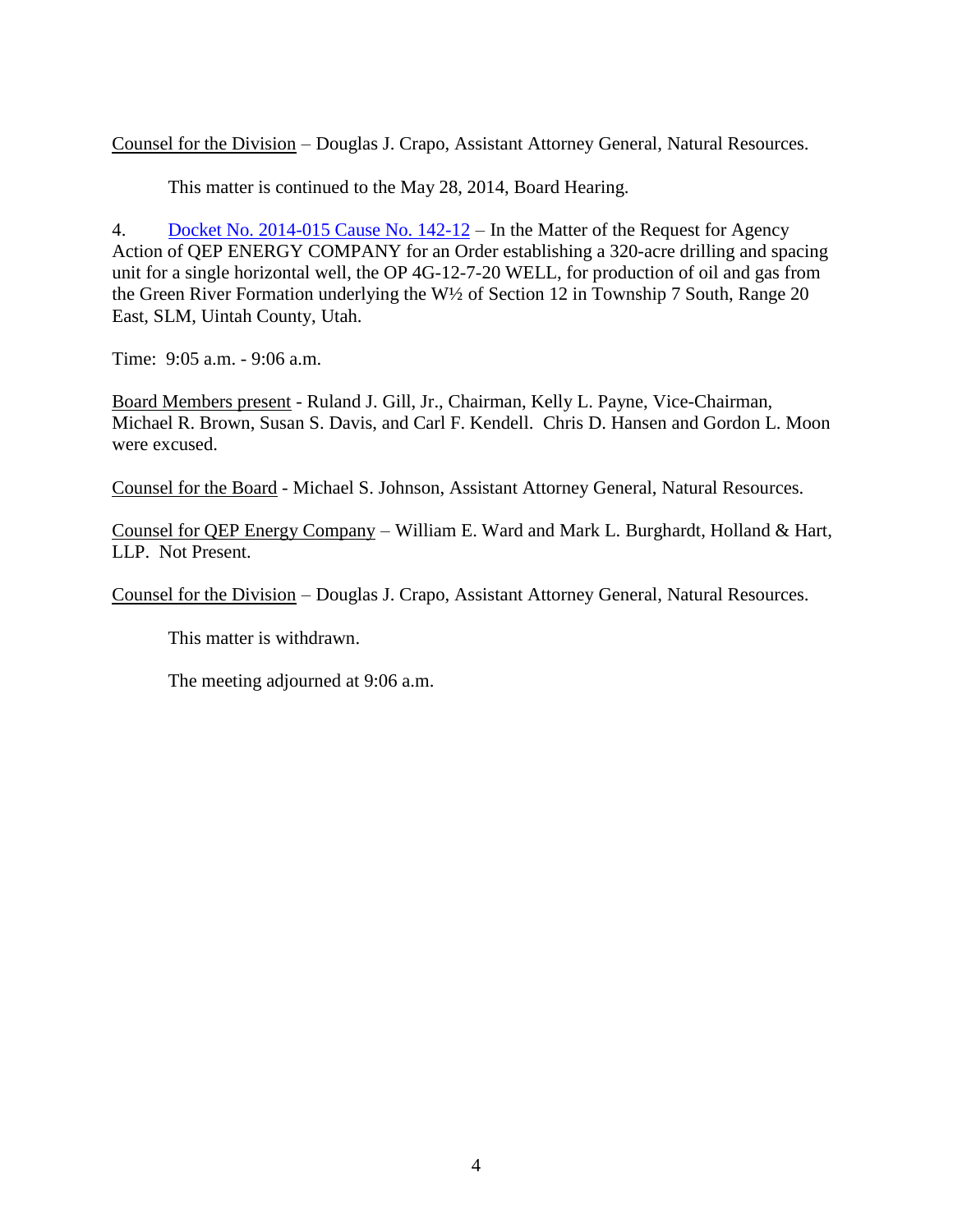Counsel for the Division – Douglas J. Crapo, Assistant Attorney General, Natural Resources.

This matter is continued to the May 28, 2014, Board Hearing.

4. Docket No. 2014-015 Cause No. 142-12 – In the Matter of the Request for Agency Action of QEP ENERGY COMPANY for an Order establishing a 320-acre drilling and spacing unit for a single horizontal well, the OP 4G-12-7-20 WELL, for production of oil and gas from the Green River Formation underlying the W½ of Section 12 in Township 7 South, Range 20 East, SLM, Uintah County, Utah.

Time: 9:05 a.m. - 9:06 a.m.

Board Members present - Ruland J. Gill, Jr., Chairman, Kelly L. Payne, Vice-Chairman, Michael R. Brown, Susan S. Davis, and Carl F. Kendell. Chris D. Hansen and Gordon L. Moon were excused.

Counsel for the Board - Michael S. Johnson, Assistant Attorney General, Natural Resources.

Counsel for QEP Energy Company – William E. Ward and Mark L. Burghardt, Holland & Hart, LLP. Not Present.

Counsel for the Division – Douglas J. Crapo, Assistant Attorney General, Natural Resources.

This matter is withdrawn.

The meeting adjourned at 9:06 a.m.